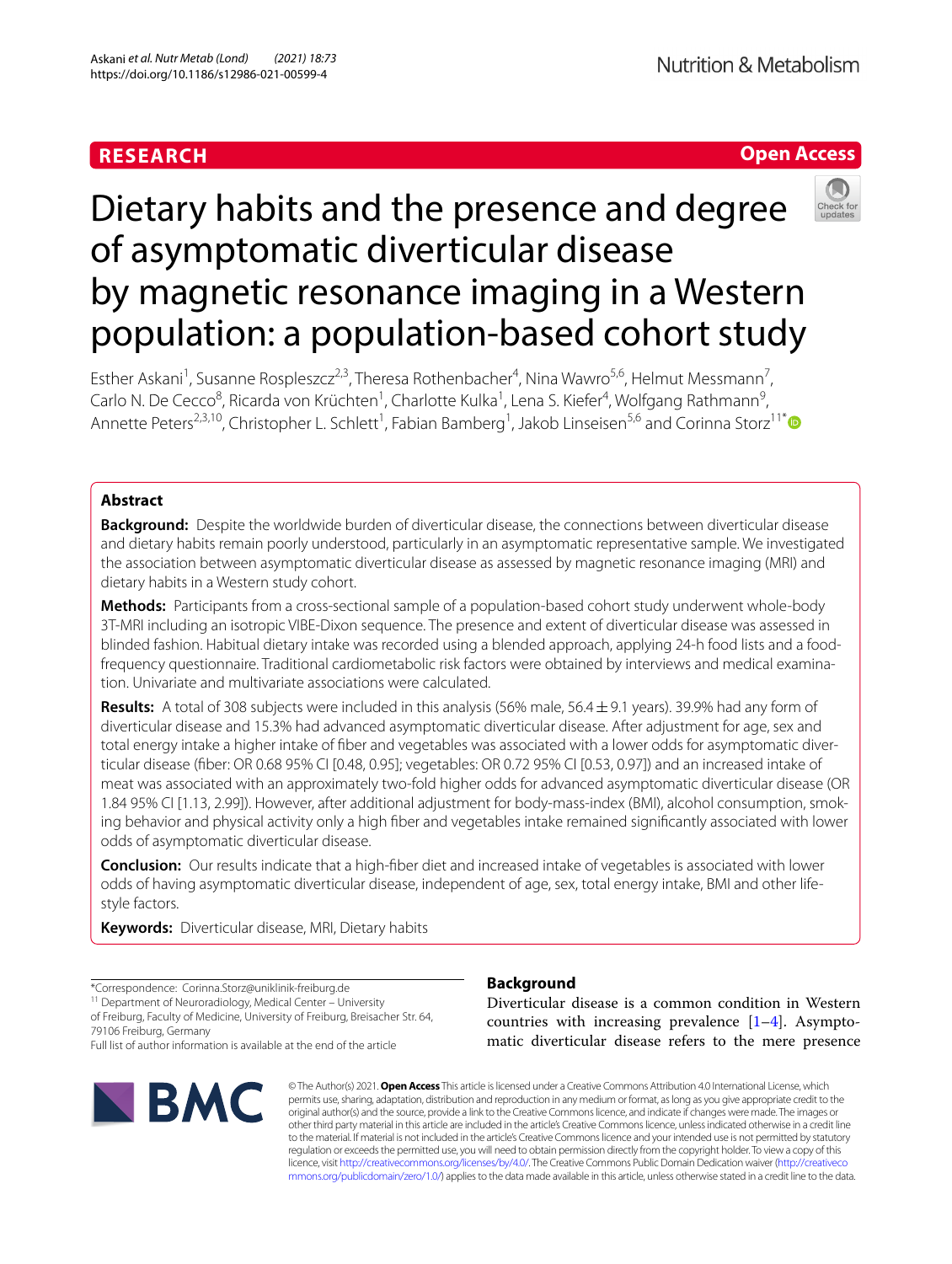RESEARCH

Open Access

# Dietary habits and the presence and degree of asymptomatic diverticular disease by magnetic resonance imaging in a Western population: a population-based cohort study

Esther Askani[1], Susanne Rospleszcz[2,3], Theresa Rothenbacher[4], Nina Wawro[5,6], Helmut Messmann[7], Carlo N. De Cecco[8], Ricarda von Krüchten[1], Charlotte Kulka[1], Lena S. Kiefer[4], Wolfgang Rathmann[9], Annette Peters[2,3,10], Christopher L. Schlett[1], Fabian Bamberg[1], Jakob Linseisen[5,6] and Corinna Storz[11*]

## Abstract

**Background:** Despite the worldwide burden of diverticular disease, the connections between diverticular disease and dietary habits remain poorly understood, particularly in an asymptomatic representative sample. We investigated the association between asymptomatic diverticular disease as assessed by magnetic resonance imaging (MRI) and dietary habits in a Western study cohort.

**Methods:** Participants from a cross-sectional sample of a population-based cohort study underwent whole-body 3T-MRI including an isotropic VIBE-Dixon sequence. The presence and extent of diverticular disease was assessed in blinded fashion. Habitual dietary intake was recorded using a blended approach, applying 24-h food lists and a food-frequency questionnaire. Traditional cardiometabolic risk factors were obtained by interviews and medical examination. Univariate and multivariate associations were calculated.

**Results:** A total of 308 subjects were included in this analysis (56% male, 56.4 ± 9.1 years). 39.9% had any form of diverticular disease and 15.3% had advanced asymptomatic diverticular disease. After adjustment for age, sex and total energy intake a higher intake of fiber and vegetables was associated with a lower odds for asymptomatic diverticular disease (fiber: OR 0.68 95% CI [0.48, 0.95]; vegetables: OR 0.72 95% CI [0.53, 0.97]) and an increased intake of meat was associated with an approximately two-fold higher odds for advanced asymptomatic diverticular disease (OR 1.84 95% CI [1.13, 2.99]). However, after additional adjustment for body-mass-index (BMI), alcohol consumption, smoking behavior and physical activity only a high fiber and vegetables intake remained significantly associated with lower odds of asymptomatic diverticular disease.

**Conclusion:** Our results indicate that a high-fiber diet and increased intake of vegetables is associated with lower odds of having asymptomatic diverticular disease, independent of age, sex, total energy intake, BMI and other lifestyle factors.

**Keywords:** Diverticular disease, MRI, Dietary habits

*Correspondence: Corinna.Storz@uniklinik-freiburg.de
[11] Department of Neuroradiology, Medical Center – University of Freiburg, Faculty of Medicine, University of Freiburg, Breisacher Str. 64, 79106 Freiburg, Germany
Full list of author information is available at the end of the article

## Background

Diverticular disease is a common condition in Western countries with increasing prevalence [1–4]. Asymptomatic diverticular disease refers to the mere presence

© The Author(s) 2021. **Open Access** This article is licensed under a Creative Commons Attribution 4.0 International License, which permits use, sharing, adaptation, distribution and reproduction in any medium or format, as long as you give appropriate credit to the original author(s) and the source, provide a link to the Creative Commons licence, and indicate if changes were made. The images or other third party material in this article are included in the article's Creative Commons licence, unless indicated otherwise in a credit line to the material. If material is not included in the article's Creative Commons licence and your intended use is not permitted by statutory regulation or exceeds the permitted use, you will need to obtain permission directly from the copyright holder. To view a copy of this licence, visit http://creativecommons.org/licenses/by/4.0/. The Creative Commons Public Domain Dedication waiver (http://creativecommons.org/publicdomain/zero/1.0/) applies to the data made available in this article, unless otherwise stated in a credit line to the data.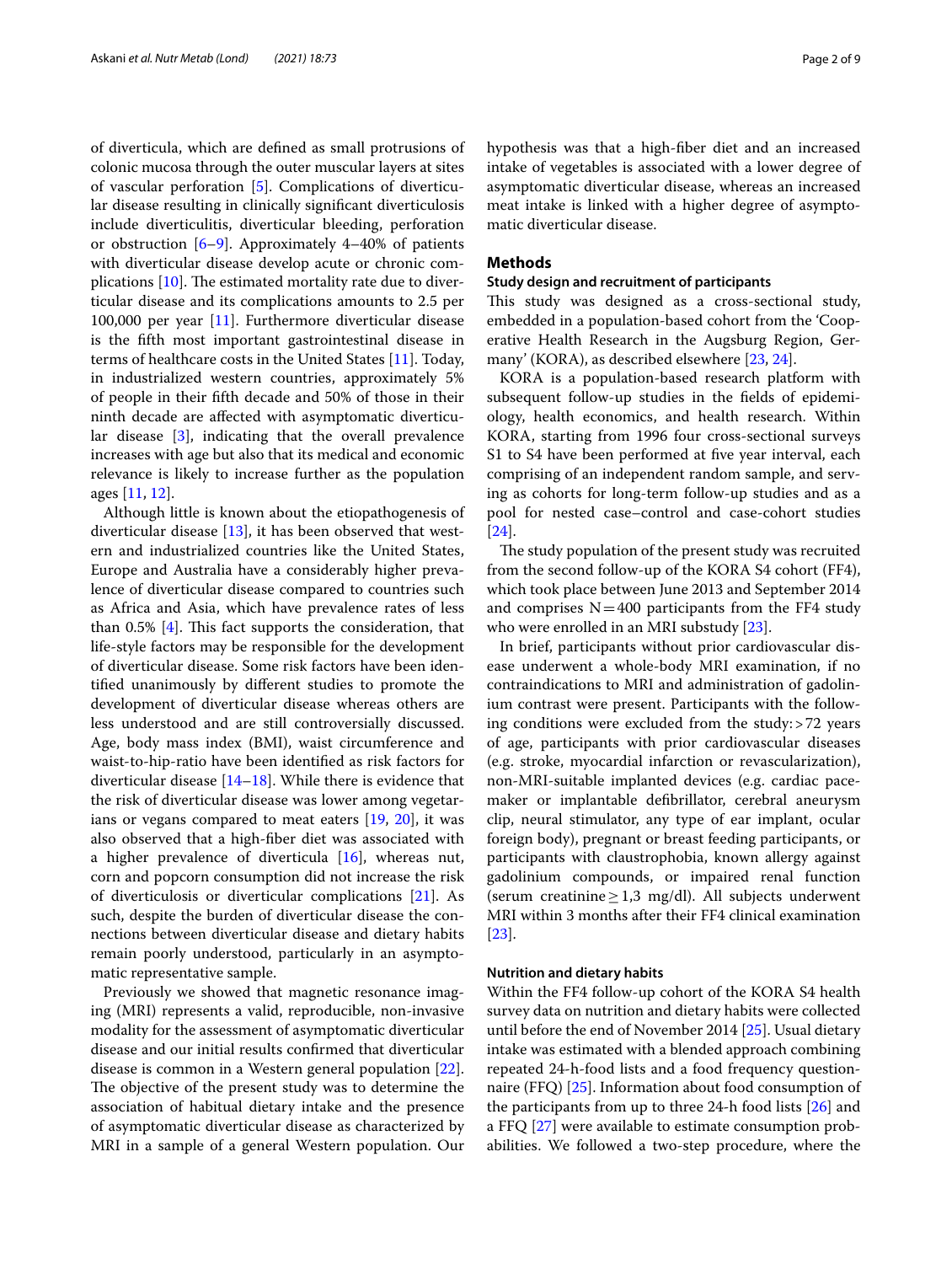of diverticula, which are defined as small protrusions of colonic mucosa through the outer muscular layers at sites of vascular perforation [5]. Complications of diverticular disease resulting in clinically significant diverticulosis include diverticulitis, diverticular bleeding, perforation or obstruction [6–9]. Approximately 4–40% of patients with diverticular disease develop acute or chronic complications [10]. The estimated mortality rate due to diverticular disease and its complications amounts to 2.5 per 100,000 per year [11]. Furthermore diverticular disease is the fifth most important gastrointestinal disease in terms of healthcare costs in the United States [11]. Today, in industrialized western countries, approximately 5% of people in their fifth decade and 50% of those in their ninth decade are affected with asymptomatic diverticular disease [3], indicating that the overall prevalence increases with age but also that its medical and economic relevance is likely to increase further as the population ages [11, 12].

Although little is known about the etiopathogenesis of diverticular disease [13], it has been observed that western and industrialized countries like the United States, Europe and Australia have a considerably higher prevalence of diverticular disease compared to countries such as Africa and Asia, which have prevalence rates of less than 0.5% [4]. This fact supports the consideration, that life-style factors may be responsible for the development of diverticular disease. Some risk factors have been identified unanimously by different studies to promote the development of diverticular disease whereas others are less understood and are still controversially discussed. Age, body mass index (BMI), waist circumference and waist-to-hip-ratio have been identified as risk factors for diverticular disease [14–18]. While there is evidence that the risk of diverticular disease was lower among vegetarians or vegans compared to meat eaters [19, 20], it was also observed that a high-fiber diet was associated with a higher prevalence of diverticula [16], whereas nut, corn and popcorn consumption did not increase the risk of diverticulosis or diverticular complications [21]. As such, despite the burden of diverticular disease the connections between diverticular disease and dietary habits remain poorly understood, particularly in an asymptomatic representative sample.

Previously we showed that magnetic resonance imaging (MRI) represents a valid, reproducible, non-invasive modality for the assessment of asymptomatic diverticular disease and our initial results confirmed that diverticular disease is common in a Western general population [22]. The objective of the present study was to determine the association of habitual dietary intake and the presence of asymptomatic diverticular disease as characterized by MRI in a sample of a general Western population. Our hypothesis was that a high-fiber diet and an increased intake of vegetables is associated with a lower degree of asymptomatic diverticular disease, whereas an increased meat intake is linked with a higher degree of asymptomatic diverticular disease.

## Methods

### Study design and recruitment of participants

This study was designed as a cross-sectional study, embedded in a population-based cohort from the 'Cooperative Health Research in the Augsburg Region, Germany' (KORA), as described elsewhere [23, 24].

KORA is a population-based research platform with subsequent follow-up studies in the fields of epidemiology, health economics, and health research. Within KORA, starting from 1996 four cross-sectional surveys S1 to S4 have been performed at five year interval, each comprising of an independent random sample, and serving as cohorts for long-term follow-up studies and as a pool for nested case–control and case-cohort studies [24].

The study population of the present study was recruited from the second follow-up of the KORA S4 cohort (FF4), which took place between June 2013 and September 2014 and comprises N = 400 participants from the FF4 study who were enrolled in an MRI substudy [23].

In brief, participants without prior cardiovascular disease underwent a whole-body MRI examination, if no contraindications to MRI and administration of gadolinium contrast were present. Participants with the following conditions were excluded from the study: > 72 years of age, participants with prior cardiovascular diseases (e.g. stroke, myocardial infarction or revascularization), non-MRI-suitable implanted devices (e.g. cardiac pacemaker or implantable defibrillator, cerebral aneurysm clip, neural stimulator, any type of ear implant, ocular foreign body), pregnant or breast feeding participants, or participants with claustrophobia, known allergy against gadolinium compounds, or impaired renal function (serum creatinine ≥ 1,3 mg/dl). All subjects underwent MRI within 3 months after their FF4 clinical examination [23].

### Nutrition and dietary habits

Within the FF4 follow-up cohort of the KORA S4 health survey data on nutrition and dietary habits were collected until before the end of November 2014 [25]. Usual dietary intake was estimated with a blended approach combining repeated 24-h-food lists and a food frequency questionnaire (FFQ) [25]. Information about food consumption of the participants from up to three 24-h food lists [26] and a FFQ [27] were available to estimate consumption probabilities. We followed a two-step procedure, where the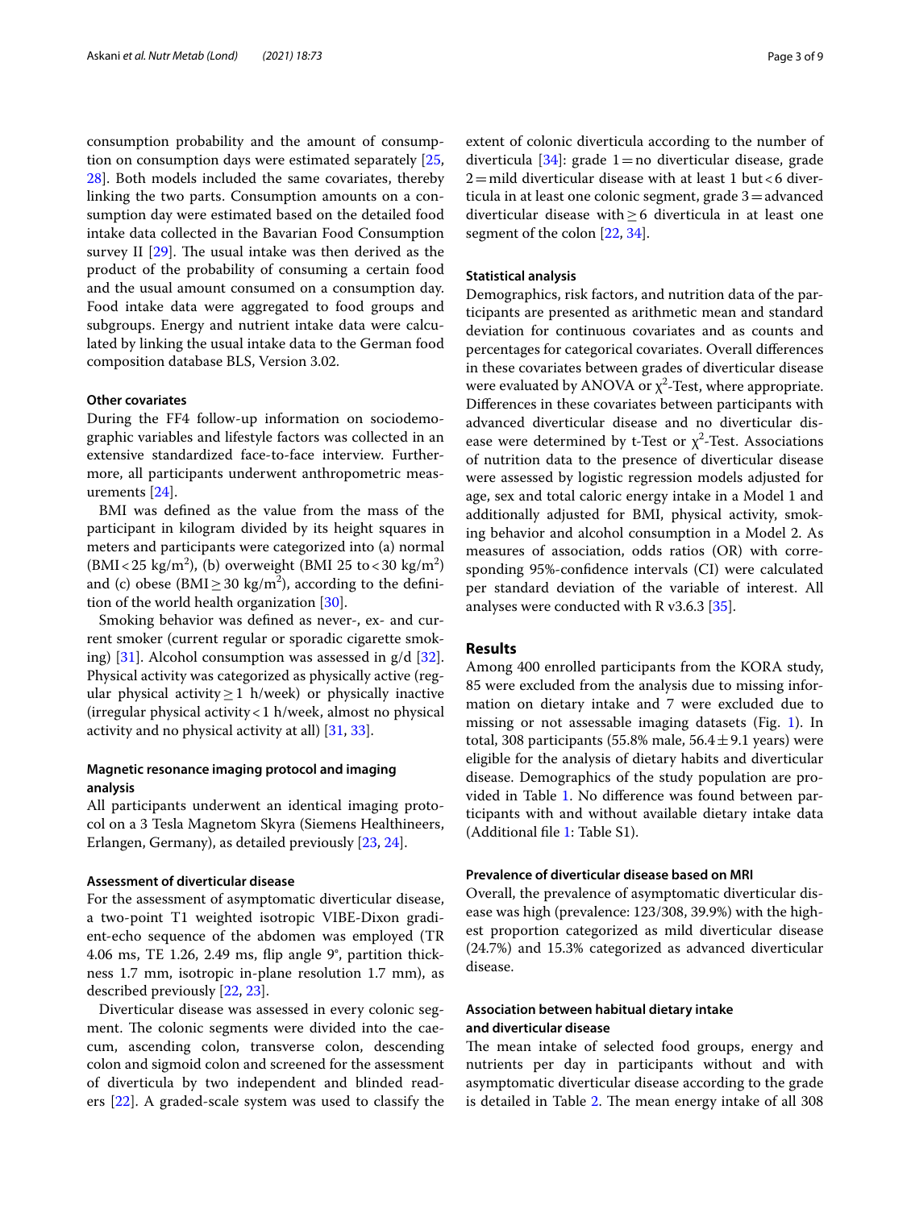consumption probability and the amount of consumption on consumption days were estimated separately [25, 28]. Both models included the same covariates, thereby linking the two parts. Consumption amounts on a consumption day were estimated based on the detailed food intake data collected in the Bavarian Food Consumption survey II [29]. The usual intake was then derived as the product of the probability of consuming a certain food and the usual amount consumed on a consumption day. Food intake data were aggregated to food groups and subgroups. Energy and nutrient intake data were calculated by linking the usual intake data to the German food composition database BLS, Version 3.02.

#### Other covariates

During the FF4 follow-up information on sociodemographic variables and lifestyle factors was collected in an extensive standardized face-to-face interview. Furthermore, all participants underwent anthropometric measurements [24].

BMI was defined as the value from the mass of the participant in kilogram divided by its height squares in meters and participants were categorized into (a) normal (BMI < 25 kg/m$^2$), (b) overweight (BMI 25 to < 30 kg/m$^2$) and (c) obese (BMI ≥ 30 kg/m$^2$), according to the definition of the world health organization [30].

Smoking behavior was defined as never-, ex- and current smoker (current regular or sporadic cigarette smoking) [31]. Alcohol consumption was assessed in g/d [32]. Physical activity was categorized as physically active (regular physical activity ≥ 1 h/week) or physically inactive (irregular physical activity < 1 h/week, almost no physical activity and no physical activity at all) [31, 33].

#### Magnetic resonance imaging protocol and imaging analysis

All participants underwent an identical imaging protocol on a 3 Tesla Magnetom Skyra (Siemens Healthineers, Erlangen, Germany), as detailed previously [23, 24].

#### Assessment of diverticular disease

For the assessment of asymptomatic diverticular disease, a two-point T1 weighted isotropic VIBE-Dixon gradient-echo sequence of the abdomen was employed (TR 4.06 ms, TE 1.26, 2.49 ms, flip angle 9°, partition thickness 1.7 mm, isotropic in-plane resolution 1.7 mm), as described previously [22, 23].

Diverticular disease was assessed in every colonic segment. The colonic segments were divided into the caecum, ascending colon, transverse colon, descending colon and sigmoid colon and screened for the assessment of diverticula by two independent and blinded readers [22]. A graded-scale system was used to classify the extent of colonic diverticula according to the number of diverticula [34]: grade 1 = no diverticular disease, grade 2 = mild diverticular disease with at least 1 but < 6 diverticula in at least one colonic segment, grade 3 = advanced diverticular disease with ≥ 6 diverticula in at least one segment of the colon [22, 34].

#### Statistical analysis

Demographics, risk factors, and nutrition data of the participants are presented as arithmetic mean and standard deviation for continuous covariates and as counts and percentages for categorical covariates. Overall differences in these covariates between grades of diverticular disease were evaluated by ANOVA or $\chi^2$-Test, where appropriate. Differences in these covariates between participants with advanced diverticular disease and no diverticular disease were determined by t-Test or $\chi^2$-Test. Associations of nutrition data to the presence of diverticular disease were assessed by logistic regression models adjusted for age, sex and total caloric energy intake in a Model 1 and additionally adjusted for BMI, physical activity, smoking behavior and alcohol consumption in a Model 2. As measures of association, odds ratios (OR) with corresponding 95%-confidence intervals (CI) were calculated per standard deviation of the variable of interest. All analyses were conducted with R v3.6.3 [35].

## Results

Among 400 enrolled participants from the KORA study, 85 were excluded from the analysis due to missing information on dietary intake and 7 were excluded due to missing or not assessable imaging datasets (Fig. 1). In total, 308 participants (55.8% male, 56.4 ± 9.1 years) were eligible for the analysis of dietary habits and diverticular disease. Demographics of the study population are provided in Table 1. No difference was found between participants with and without available dietary intake data (Additional file 1: Table S1).

#### Prevalence of diverticular disease based on MRI

Overall, the prevalence of asymptomatic diverticular disease was high (prevalence: 123/308, 39.9%) with the highest proportion categorized as mild diverticular disease (24.7%) and 15.3% categorized as advanced diverticular disease.

#### Association between habitual dietary intake and diverticular disease

The mean intake of selected food groups, energy and nutrients per day in participants without and with asymptomatic diverticular disease according to the grade is detailed in Table 2. The mean energy intake of all 308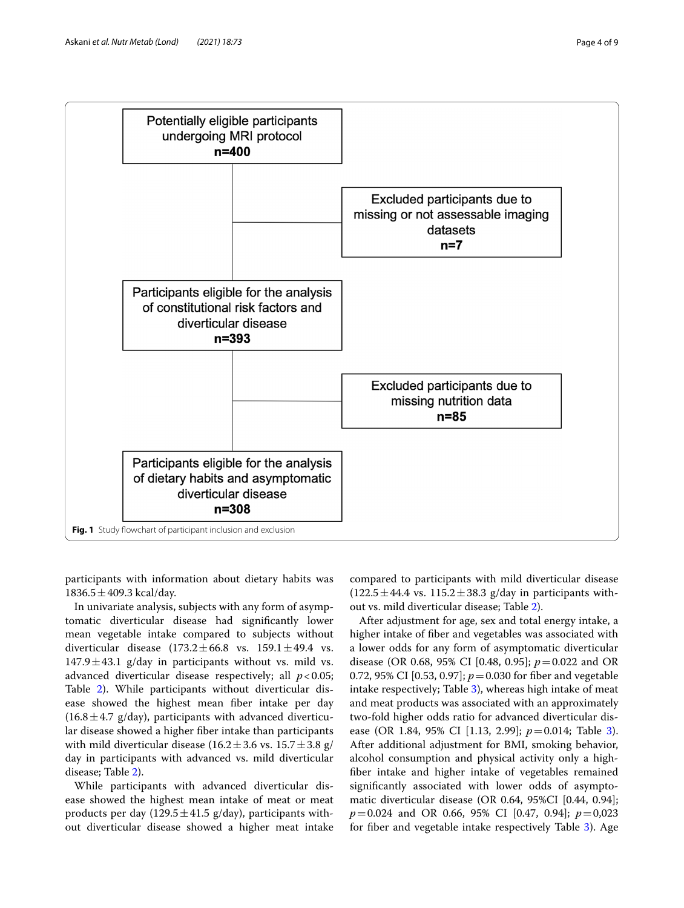Potentially eligible participants undergoing MRI protocol
**n=400**

Excluded participants due to missing or not assessable imaging datasets
**n=7**

Participants eligible for the analysis of constitutional risk factors and diverticular disease
**n=393**

Excluded participants due to missing nutrition data
**n=85**

Participants eligible for the analysis of dietary habits and asymptomatic diverticular disease
**n=308**

**Fig. 1** Study flowchart of participant inclusion and exclusion

participants with information about dietary habits was 1836.5 ± 409.3 kcal/day.

In univariate analysis, subjects with any form of asymptomatic diverticular disease had significantly lower mean vegetable intake compared to subjects without diverticular disease (173.2 ± 66.8 vs. 159.1 ± 49.4 vs. 147.9 ± 43.1 g/day in participants without vs. mild vs. advanced diverticular disease respectively; all $p < 0.05$; Table 2). While participants without diverticular disease showed the highest mean fiber intake per day (16.8 ± 4.7 g/day), participants with advanced diverticular disease showed a higher fiber intake than participants with mild diverticular disease (16.2 ± 3.6 vs. 15.7 ± 3.8 g/day in participants with advanced vs. mild diverticular disease; Table 2).

While participants with advanced diverticular disease showed the highest mean intake of meat or meat products per day (129.5 ± 41.5 g/day), participants without diverticular disease showed a higher meat intake compared to participants with mild diverticular disease (122.5 ± 44.4 vs. 115.2 ± 38.3 g/day in participants without vs. mild diverticular disease; Table 2).

After adjustment for age, sex and total energy intake, a higher intake of fiber and vegetables was associated with a lower odds for any form of asymptomatic diverticular disease (OR 0.68, 95% CI [0.48, 0.95]; $p = 0.022$ and OR 0.72, 95% CI [0.53, 0.97]; $p = 0.030$ for fiber and vegetable intake respectively; Table 3), whereas high intake of meat and meat products was associated with an approximately two-fold higher odds ratio for advanced diverticular disease (OR 1.84, 95% CI [1.13, 2.99]; $p = 0.014$; Table 3). After additional adjustment for BMI, smoking behavior, alcohol consumption and physical activity only a high-fiber intake and higher intake of vegetables remained significantly associated with lower odds of asymptomatic diverticular disease (OR 0.64, 95%CI [0.44, 0.94]; $p = 0.024$ and OR 0.66, 95% CI [0.47, 0.94]; $p = 0{,}023$ for fiber and vegetable intake respectively Table 3). Age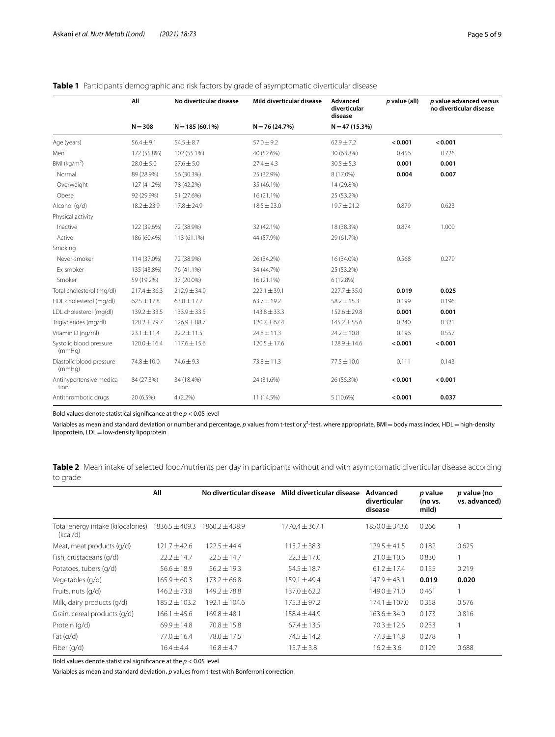**Table 1** Participants' demographic and risk factors by grade of asymptomatic diverticular disease

| | All | No diverticular disease | Mild diverticular disease | Advanced diverticular disease | *p* value (all) | *p* value advanced versus no diverticular disease |
|---|---|---|---|---|---|---|
| | N = 308 | N = 185 (60.1%) | N = 76 (24.7%) | N = 47 (15.3%) | | |
| Age (years) | 56.4 ± 9.1 | 54.5 ± 8.7 | 57.0 ± 9.2 | 62.9 ± 7.2 | **< 0.001** | **< 0.001** |
| Men | 172 (55.8%) | 102 (55.1%) | 40 (52.6%) | 30 (63.8%) | 0.456 | 0.726 |
| BMI (kg/m$^2$) | 28.0 ± 5.0 | 27.6 ± 5.0 | 27.4 ± 4.3 | 30.5 ± 5.3 | **0.001** | **0.001** |
| Normal | 89 (28.9%) | 56 (30.3%) | 25 (32.9%) | 8 (17.0%) | **0.004** | **0.007** |
| Overweight | 127 (41.2%) | 78 (42.2%) | 35 (46.1%) | 14 (29.8%) | | |
| Obese | 92 (29.9%) | 51 (27.6%) | 16 (21.1%) | 25 (53.2%) | | |
| Alcohol (g/d) | 18.2 ± 23.9 | 17.8 ± 24.9 | 18.5 ± 23.0 | 19.7 ± 21.2 | 0.879 | 0.623 |
| Physical activity | | | | | | |
| Inactive | 122 (39.6%) | 72 (38.9%) | 32 (42.1%) | 18 (38.3%) | 0.874 | 1.000 |
| Active | 186 (60.4%) | 113 (61.1%) | 44 (57.9%) | 29 (61.7%) | | |
| Smoking | | | | | | |
| Never-smoker | 114 (37.0%) | 72 (38.9%) | 26 (34.2%) | 16 (34.0%) | 0.568 | 0.279 |
| Ex-smoker | 135 (43.8%) | 76 (41.1%) | 34 (44.7%) | 25 (53.2%) | | |
| Smoker | 59 (19.2%) | 37 (20.0%) | 16 (21.1%) | 6 (12.8%) | | |
| Total cholesterol (mg/dl) | 217.4 ± 36.3 | 212.9 ± 34.9 | 222.1 ± 39.1 | 227.7 ± 35.0 | **0.019** | **0.025** |
| HDL cholesterol (mg/dl) | 62.5 ± 17.8 | 63.0 ± 17.7 | 63.7 ± 19.2 | 58.2 ± 15.3 | 0.199 | 0.196 |
| LDL cholesterol (mg/dl) | 139.2 ± 33.5 | 133.9 ± 33.5 | 143.8 ± 33.3 | 152.6 ± 29.8 | **0.001** | **0.001** |
| Triglycerides (mg/dl) | 128.2 ± 79.7 | 126.9 ± 88.7 | 120.7 ± 67.4 | 145.2 ± 55.6 | 0.240 | 0.321 |
| Vitamin D (ng/ml) | 23.1 ± 11.4 | 22.2 ± 11.5 | 24.8 ± 11.3 | 24.2 ± 10.8 | 0.196 | 0.557 |
| Systolic blood pressure (mmHg) | 120.0 ± 16.4 | 117.6 ± 15.6 | 120.5 ± 17.6 | 128.9 ± 14.6 | **< 0.001** | **< 0.001** |
| Diastolic blood pressure (mmHg) | 74.8 ± 10.0 | 74.6 ± 9.3 | 73.8 ± 11.3 | 77.5 ± 10.0 | 0.111 | 0.143 |
| Antihypertensive medication | 84 (27.3%) | 34 (18.4%) | 24 (31.6%) | 26 (55.3%) | **< 0.001** | **< 0.001** |
| Antithrombotic drugs | 20 (6.5%) | 4 (2.2%) | 11 (14.5%) | 5 (10.6%) | **< 0.001** | **0.037** |

Bold values denote statistical significance at the $p < 0.05$ level

Variables as mean and standard deviation or number and percentage. *p* values from t-test or $\chi^2$-test, where appropriate. BMI = body mass index, HDL = high-density lipoprotein, LDL = low-density lipoprotein

**Table 2** Mean intake of selected food/nutrients per day in participants without and with asymptomatic diverticular disease according to grade

| | All | No diverticular disease | Mild diverticular disease | Advanced diverticular disease | *p* value (no vs. mild) | *p* value (no vs. advanced) |
|---|---|---|---|---|---|---|
| Total energy intake (kilocalories) (kcal/d) | 1836.5 ± 409.3 | 1860.2 ± 438.9 | 1770.4 ± 367.1 | 1850.0 ± 343.6 | 0.266 | 1 |
| Meat, meat products (g/d) | 121.7 ± 42.6 | 122.5 ± 44.4 | 115.2 ± 38.3 | 129.5 ± 41.5 | 0.182 | 0.625 |
| Fish, crustaceans (g/d) | 22.2 ± 14.7 | 22.5 ± 14.7 | 22.3 ± 17.0 | 21.0 ± 10.6 | 0.830 | 1 |
| Potatoes, tubers (g/d) | 56.6 ± 18.9 | 56.2 ± 19.3 | 54.5 ± 18.7 | 61.2 ± 17.4 | 0.155 | 0.219 |
| Vegetables (g/d) | 165.9 ± 60.3 | 173.2 ± 66.8 | 159.1 ± 49.4 | 147.9 ± 43.1 | **0.019** | **0.020** |
| Fruits, nuts (g/d) | 146.2 ± 73.8 | 149.2 ± 78.8 | 137.0 ± 62.2 | 149.0 ± 71.0 | 0.461 | 1 |
| Milk, dairy products (g/d) | 185.2 ± 103.2 | 192.1 ± 104.6 | 175.3 ± 97.2 | 174.1 ± 107.0 | 0.358 | 0.576 |
| Grain, cereal products (g/d) | 166.1 ± 45.6 | 169.8 ± 48.1 | 158.4 ± 44.9 | 163.6 ± 34.0 | 0.173 | 0.816 |
| Protein (g/d) | 69.9 ± 14.8 | 70.8 ± 15.8 | 67.4 ± 13.5 | 70.3 ± 12.6 | 0.233 | 1 |
| Fat (g/d) | 77.0 ± 16.4 | 78.0 ± 17.5 | 74.5 ± 14.2 | 77.3 ± 14.8 | 0.278 | 1 |
| Fiber (g/d) | 16.4 ± 4.4 | 16.8 ± 4.7 | 15.7 ± 3.8 | 16.2 ± 3.6 | 0.129 | 0.688 |

Bold values denote statistical significance at the $p < 0.05$ level

Variables as mean and standard deviation**.** *p* values from t-test with Bonferroni correction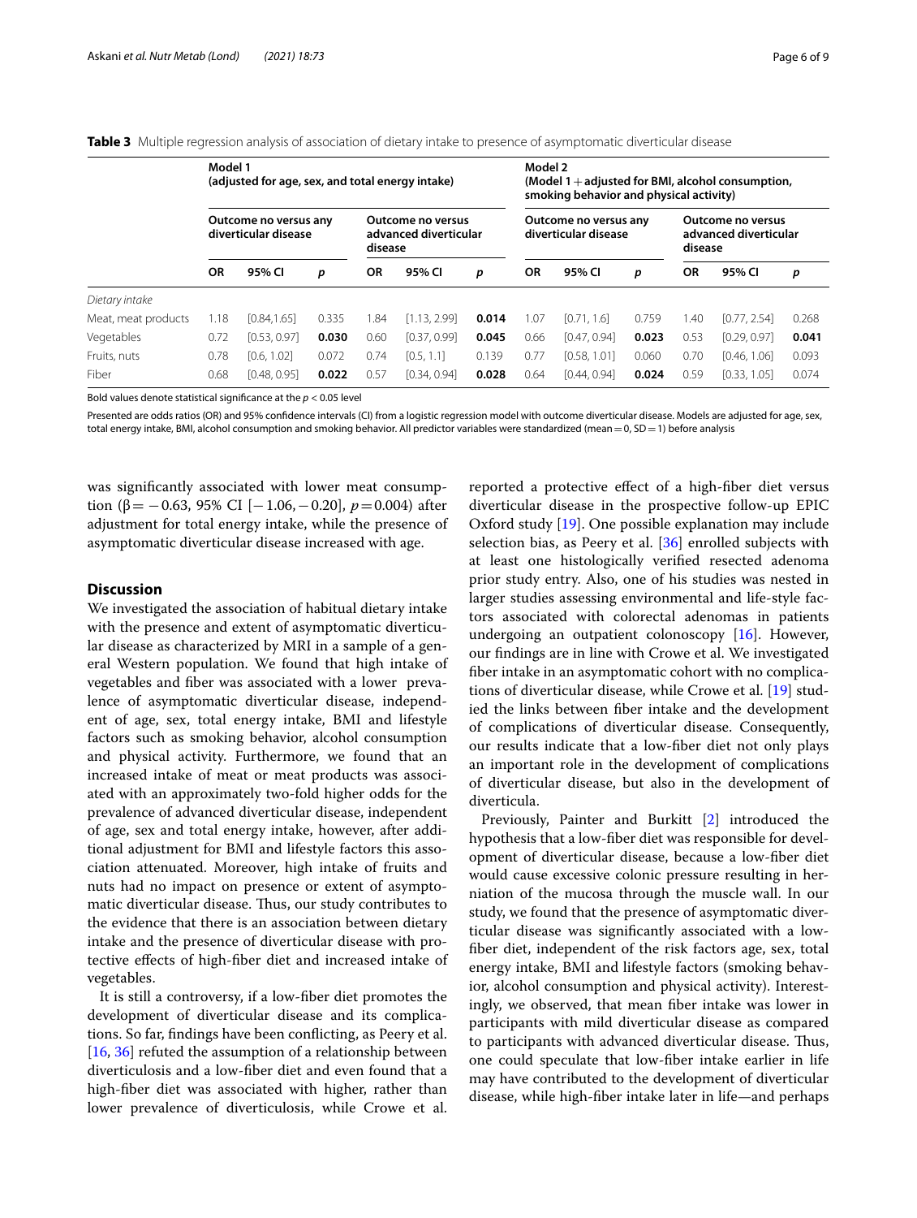**Table 3** Multiple regression analysis of association of dietary intake to presence of asymptomatic diverticular disease

| | Model 1 (adjusted for age, sex, and total energy intake) | | | | | | Model 2 (Model 1 + adjusted for BMI, alcohol consumption, smoking behavior and physical activity) | | | | | |
|---|---|---|---|---|---|---|---|---|---|---|---|---|
| | Outcome no versus any diverticular disease | | | Outcome no versus advanced diverticular disease | | | Outcome no versus any diverticular disease | | | Outcome no versus advanced diverticular disease | | |
| | **OR** | **95% CI** | ***p*** | **OR** | **95% CI** | ***p*** | **OR** | **95% CI** | ***p*** | **OR** | **95% CI** | ***p*** |
| *Dietary intake* | | | | | | | | | | | | |
| Meat, meat products | 1.18 | [0.84,1.65] | 0.335 | 1.84 | [1.13, 2.99] | **0.014** | 1.07 | [0.71, 1.6] | 0.759 | 1.40 | [0.77, 2.54] | 0.268 |
| Vegetables | 0.72 | [0.53, 0.97] | **0.030** | 0.60 | [0.37, 0.99] | **0.045** | 0.66 | [0.47, 0.94] | **0.023** | 0.53 | [0.29, 0.97] | **0.041** |
| Fruits, nuts | 0.78 | [0.6, 1.02] | 0.072 | 0.74 | [0.5, 1.1] | 0.139 | 0.77 | [0.58, 1.01] | 0.060 | 0.70 | [0.46, 1.06] | 0.093 |
| Fiber | 0.68 | [0.48, 0.95] | **0.022** | 0.57 | [0.34, 0.94] | **0.028** | 0.64 | [0.44, 0.94] | **0.024** | 0.59 | [0.33, 1.05] | 0.074 |

Bold values denote statistical significance at the $p < 0.05$ level

Presented are odds ratios (OR) and 95% confidence intervals (CI) from a logistic regression model with outcome diverticular disease. Models are adjusted for age, sex, total energy intake, BMI, alcohol consumption and smoking behavior. All predictor variables were standardized (mean = 0, SD = 1) before analysis

was significantly associated with lower meat consumption ($\beta = -0.63$, 95% CI [$-1.06, -0.20$], $p = 0.004$) after adjustment for total energy intake, while the presence of asymptomatic diverticular disease increased with age.

## Discussion

We investigated the association of habitual dietary intake with the presence and extent of asymptomatic diverticular disease as characterized by MRI in a sample of a general Western population. We found that high intake of vegetables and fiber was associated with a lower prevalence of asymptomatic diverticular disease, independent of age, sex, total energy intake, BMI and lifestyle factors such as smoking behavior, alcohol consumption and physical activity. Furthermore, we found that an increased intake of meat or meat products was associated with an approximately two-fold higher odds for the prevalence of advanced diverticular disease, independent of age, sex and total energy intake, however, after additional adjustment for BMI and lifestyle factors this association attenuated. Moreover, high intake of fruits and nuts had no impact on presence or extent of asymptomatic diverticular disease. Thus, our study contributes to the evidence that there is an association between dietary intake and the presence of diverticular disease with protective effects of high-fiber diet and increased intake of vegetables.

It is still a controversy, if a low-fiber diet promotes the development of diverticular disease and its complications. So far, findings have been conflicting, as Peery et al. [16, 36] refuted the assumption of a relationship between diverticulosis and a low-fiber diet and even found that a high-fiber diet was associated with higher, rather than lower prevalence of diverticulosis, while Crowe et al. reported a protective effect of a high-fiber diet versus diverticular disease in the prospective follow-up EPIC Oxford study [19]. One possible explanation may include selection bias, as Peery et al. [36] enrolled subjects with at least one histologically verified resected adenoma prior study entry. Also, one of his studies was nested in larger studies assessing environmental and life-style factors associated with colorectal adenomas in patients undergoing an outpatient colonoscopy [16]. However, our findings are in line with Crowe et al. We investigated fiber intake in an asymptomatic cohort with no complications of diverticular disease, while Crowe et al. [19] studied the links between fiber intake and the development of complications of diverticular disease. Consequently, our results indicate that a low-fiber diet not only plays an important role in the development of complications of diverticular disease, but also in the development of diverticula.

Previously, Painter and Burkitt [2] introduced the hypothesis that a low-fiber diet was responsible for development of diverticular disease, because a low-fiber diet would cause excessive colonic pressure resulting in herniation of the mucosa through the muscle wall. In our study, we found that the presence of asymptomatic diverticular disease was significantly associated with a low-fiber diet, independent of the risk factors age, sex, total energy intake, BMI and lifestyle factors (smoking behavior, alcohol consumption and physical activity). Interestingly, we observed, that mean fiber intake was lower in participants with mild diverticular disease as compared to participants with advanced diverticular disease. Thus, one could speculate that low-fiber intake earlier in life may have contributed to the development of diverticular disease, while high-fiber intake later in life—and perhaps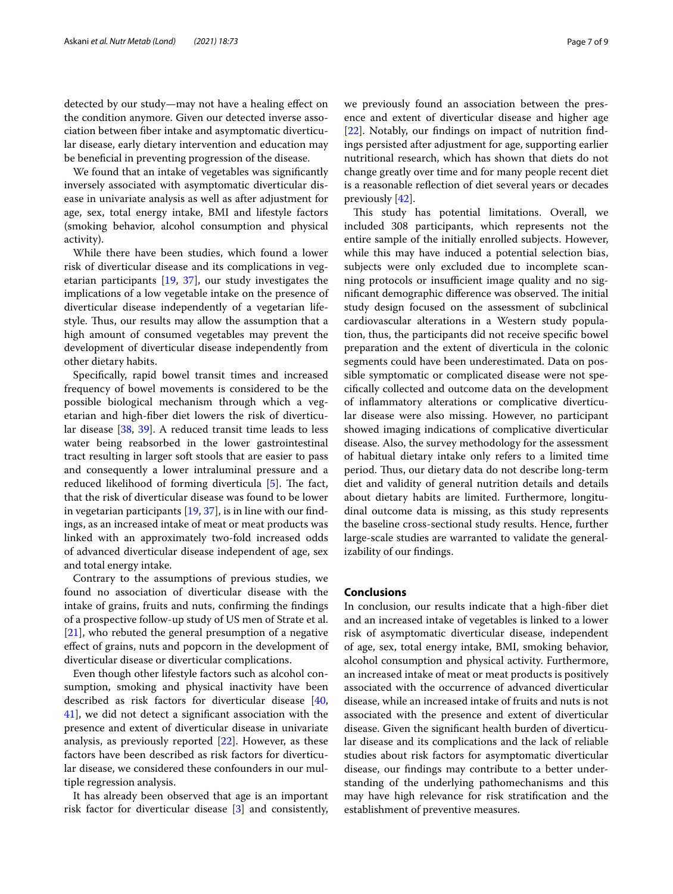detected by our study—may not have a healing effect on the condition anymore. Given our detected inverse association between fiber intake and asymptomatic diverticular disease, early dietary intervention and education may be beneficial in preventing progression of the disease.

We found that an intake of vegetables was significantly inversely associated with asymptomatic diverticular disease in univariate analysis as well as after adjustment for age, sex, total energy intake, BMI and lifestyle factors (smoking behavior, alcohol consumption and physical activity).

While there have been studies, which found a lower risk of diverticular disease and its complications in vegetarian participants [19, 37], our study investigates the implications of a low vegetable intake on the presence of diverticular disease independently of a vegetarian lifestyle. Thus, our results may allow the assumption that a high amount of consumed vegetables may prevent the development of diverticular disease independently from other dietary habits.

Specifically, rapid bowel transit times and increased frequency of bowel movements is considered to be the possible biological mechanism through which a vegetarian and high-fiber diet lowers the risk of diverticular disease [38, 39]. A reduced transit time leads to less water being reabsorbed in the lower gastrointestinal tract resulting in larger soft stools that are easier to pass and consequently a lower intraluminal pressure and a reduced likelihood of forming diverticula [5]. The fact, that the risk of diverticular disease was found to be lower in vegetarian participants [19, 37], is in line with our findings, as an increased intake of meat or meat products was linked with an approximately two-fold increased odds of advanced diverticular disease independent of age, sex and total energy intake.

Contrary to the assumptions of previous studies, we found no association of diverticular disease with the intake of grains, fruits and nuts, confirming the findings of a prospective follow-up study of US men of Strate et al. [21], who rebuted the general presumption of a negative effect of grains, nuts and popcorn in the development of diverticular disease or diverticular complications.

Even though other lifestyle factors such as alcohol consumption, smoking and physical inactivity have been described as risk factors for diverticular disease [40, 41], we did not detect a significant association with the presence and extent of diverticular disease in univariate analysis, as previously reported [22]. However, as these factors have been described as risk factors for diverticular disease, we considered these confounders in our multiple regression analysis.

It has already been observed that age is an important risk factor for diverticular disease [3] and consistently, we previously found an association between the presence and extent of diverticular disease and higher age [22]. Notably, our findings on impact of nutrition findings persisted after adjustment for age, supporting earlier nutritional research, which has shown that diets do not change greatly over time and for many people recent diet is a reasonable reflection of diet several years or decades previously [42].

This study has potential limitations. Overall, we included 308 participants, which represents not the entire sample of the initially enrolled subjects. However, while this may have induced a potential selection bias, subjects were only excluded due to incomplete scanning protocols or insufficient image quality and no significant demographic difference was observed. The initial study design focused on the assessment of subclinical cardiovascular alterations in a Western study population, thus, the participants did not receive specific bowel preparation and the extent of diverticula in the colonic segments could have been underestimated. Data on possible symptomatic or complicated disease were not specifically collected and outcome data on the development of inflammatory alterations or complicative diverticular disease were also missing. However, no participant showed imaging indications of complicative diverticular disease. Also, the survey methodology for the assessment of habitual dietary intake only refers to a limited time period. Thus, our dietary data do not describe long-term diet and validity of general nutrition details and details about dietary habits are limited. Furthermore, longitudinal outcome data is missing, as this study represents the baseline cross-sectional study results. Hence, further large-scale studies are warranted to validate the generalizability of our findings.

## Conclusions

In conclusion, our results indicate that a high-fiber diet and an increased intake of vegetables is linked to a lower risk of asymptomatic diverticular disease, independent of age, sex, total energy intake, BMI, smoking behavior, alcohol consumption and physical activity. Furthermore, an increased intake of meat or meat products is positively associated with the occurrence of advanced diverticular disease, while an increased intake of fruits and nuts is not associated with the presence and extent of diverticular disease. Given the significant health burden of diverticular disease and its complications and the lack of reliable studies about risk factors for asymptomatic diverticular disease, our findings may contribute to a better understanding of the underlying pathomechanisms and this may have high relevance for risk stratification and the establishment of preventive measures.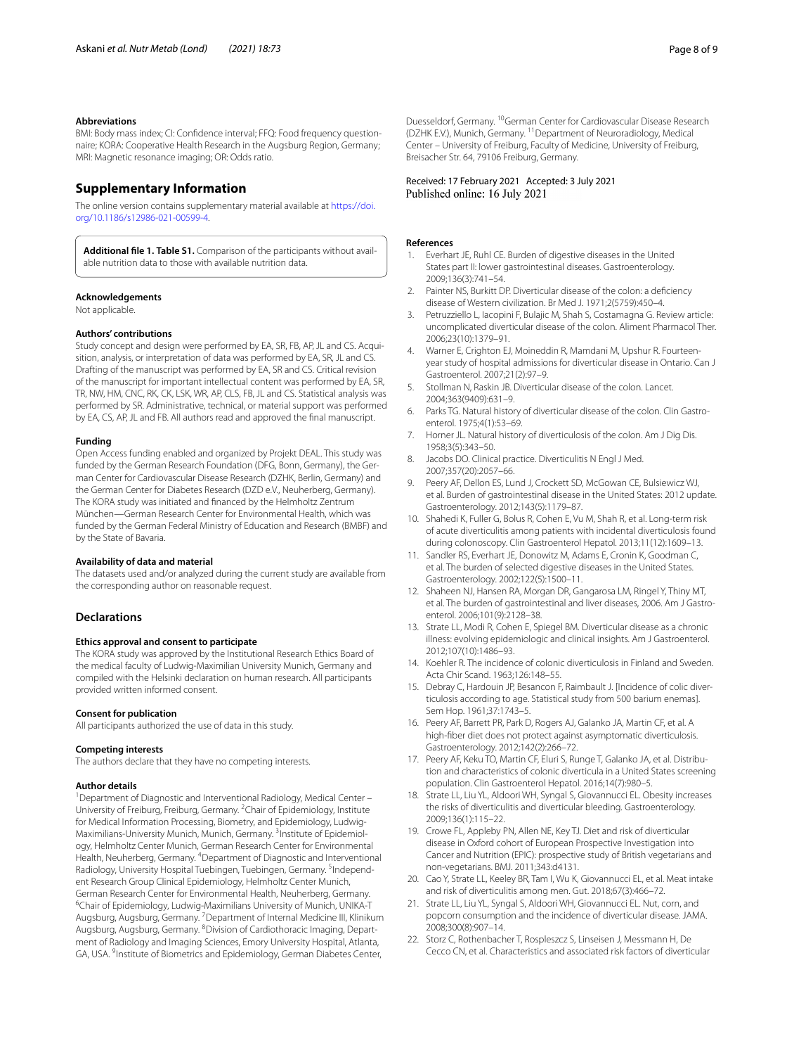### Abbreviations

BMI: Body mass index; CI: Confidence interval; FFQ: Food frequency questionnaire; KORA: Cooperative Health Research in the Augsburg Region, Germany; MRI: Magnetic resonance imaging; OR: Odds ratio.

## Supplementary Information

The online version contains supplementary material available at https://doi.org/10.1186/s12986-021-00599-4.

**Additional file 1. Table S1.** Comparison of the participants without available nutrition data to those with available nutrition data.

### Acknowledgements

Not applicable.

### Authors' contributions

Study concept and design were performed by EA, SR, FB, AP, JL and CS. Acquisition, analysis, or interpretation of data was performed by EA, SR, JL and CS. Drafting of the manuscript was performed by EA, SR and CS. Critical revision of the manuscript for important intellectual content was performed by EA, SR, TR, NW, HM, CNC, RK, CK, LSK, WR, AP, CLS, FB, JL and CS. Statistical analysis was performed by SR. Administrative, technical, or material support was performed by EA, CS, AP, JL and FB. All authors read and approved the final manuscript.

### Funding

Open Access funding enabled and organized by Projekt DEAL. This study was funded by the German Research Foundation (DFG, Bonn, Germany), the German Center for Cardiovascular Disease Research (DZHK, Berlin, Germany) and the German Center for Diabetes Research (DZD e.V., Neuherberg, Germany). The KORA study was initiated and financed by the Helmholtz Zentrum München—German Research Center for Environmental Health, which was funded by the German Federal Ministry of Education and Research (BMBF) and by the State of Bavaria.

### Availability of data and material

The datasets used and/or analyzed during the current study are available from the corresponding author on reasonable request.

## Declarations

### Ethics approval and consent to participate

The KORA study was approved by the Institutional Review Ethics Board of the medical faculty of Ludwig-Maximilian University Munich, Germany and compiled with the Helsinki declaration on human research. All participants provided written informed consent.

### Consent for publication

All participants authorized the use of data in this study.

### Competing interests

The authors declare that they have no competing interests.

### Author details

[1]Department of Diagnostic and Interventional Radiology, Medical Center – University of Freiburg, Freiburg, Germany. [2]Chair of Epidemiology, Institute for Medical Information Processing, Biometry, and Epidemiology, Ludwig-Maximilians-University Munich, Munich, Germany. [3]Institute of Epidemiology, Helmholtz Center Munich, German Research Center for Environmental Health, Neuherberg, Germany. [4]Department of Diagnostic and Interventional Radiology, University Hospital Tuebingen, Tuebingen, Germany. [5]Independent Research Group Clinical Epidemiology, Helmholtz Center Munich, German Research Center for Environmental Health, Neuherberg, Germany. [6]Chair of Epidemiology, Ludwig-Maximilians University of Munich, UNIKA-T Augsburg, Augsburg, Germany. [7]Department of Internal Medicine III, Klinikum Augsburg, Augsburg, Germany. [8]Division of Cardiothoracic Imaging, Department of Radiology and Imaging Sciences, Emory University Hospital, Atlanta, GA, USA. [9]Institute of Biometrics and Epidemiology, German Diabetes Center, Duesseldorf, Germany. [10]German Center for Cardiovascular Disease Research (DZHK E.V.), Munich, Germany. [11]Department of Neuroradiology, Medical Center – University of Freiburg, Faculty of Medicine, University of Freiburg, Breisacher Str. 64, 79106 Freiburg, Germany.

Received: 17 February 2021 Accepted: 3 July 2021
Published online: 16 July 2021

### References

1. Everhart JE, Ruhl CE. Burden of digestive diseases in the United States part II: lower gastrointestinal diseases. Gastroenterology. 2009;136(3):741–54.
2. Painter NS, Burkitt DP. Diverticular disease of the colon: a deficiency disease of Western civilization. Br Med J. 1971;2(5759):450–4.
3. Petruzziello L, Iacopini F, Bulajic M, Shah S, Costamagna G. Review article: uncomplicated diverticular disease of the colon. Aliment Pharmacol Ther. 2006;23(10):1379–91.
4. Warner E, Crighton EJ, Moineddin R, Mamdani M, Upshur R. Fourteen-year study of hospital admissions for diverticular disease in Ontario. Can J Gastroenterol. 2007;21(2):97–9.
5. Stollman N, Raskin JB. Diverticular disease of the colon. Lancet. 2004;363(9409):631–9.
6. Parks TG. Natural history of diverticular disease of the colon. Clin Gastroenterol. 1975;4(1):53–69.
7. Horner JL. Natural history of diverticulosis of the colon. Am J Dig Dis. 1958;3(5):343–50.
8. Jacobs DO. Clinical practice. Diverticulitis N Engl J Med. 2007;357(20):2057–66.
9. Peery AF, Dellon ES, Lund J, Crockett SD, McGowan CE, Bulsiewicz WJ, et al. Burden of gastrointestinal disease in the United States: 2012 update. Gastroenterology. 2012;143(5):1179–87.
10. Shahedi K, Fuller G, Bolus R, Cohen E, Vu M, Shah R, et al. Long-term risk of acute diverticulitis among patients with incidental diverticulosis found during colonoscopy. Clin Gastroenterol Hepatol. 2013;11(12):1609–13.
11. Sandler RS, Everhart JE, Donowitz M, Adams E, Cronin K, Goodman C, et al. The burden of selected digestive diseases in the United States. Gastroenterology. 2002;122(5):1500–11.
12. Shaheen NJ, Hansen RA, Morgan DR, Gangarosa LM, Ringel Y, Thiny MT, et al. The burden of gastrointestinal and liver diseases, 2006. Am J Gastroenterol. 2006;101(9):2128–38.
13. Strate LL, Modi R, Cohen E, Spiegel BM. Diverticular disease as a chronic illness: evolving epidemiologic and clinical insights. Am J Gastroenterol. 2012;107(10):1486–93.
14. Koehler R. The incidence of colonic diverticulosis in Finland and Sweden. Acta Chir Scand. 1963;126:148–55.
15. Debray C, Hardouin JP, Besancon F, Raimbault J. [Incidence of colic diverticulosis according to age. Statistical study from 500 barium enemas]. Sem Hop. 1961;37:1743–5.
16. Peery AF, Barrett PR, Park D, Rogers AJ, Galanko JA, Martin CF, et al. A high-fiber diet does not protect against asymptomatic diverticulosis. Gastroenterology. 2012;142(2):266–72.
17. Peery AF, Keku TO, Martin CF, Eluri S, Runge T, Galanko JA, et al. Distribution and characteristics of colonic diverticula in a United States screening population. Clin Gastroenterol Hepatol. 2016;14(7):980–5.
18. Strate LL, Liu YL, Aldoori WH, Syngal S, Giovannucci EL. Obesity increases the risks of diverticulitis and diverticular bleeding. Gastroenterology. 2009;136(1):115–22.
19. Crowe FL, Appleby PN, Allen NE, Key TJ. Diet and risk of diverticular disease in Oxford cohort of European Prospective Investigation into Cancer and Nutrition (EPIC): prospective study of British vegetarians and non-vegetarians. BMJ. 2011;343:d4131.
20. Cao Y, Strate LL, Keeley BR, Tam I, Wu K, Giovannucci EL, et al. Meat intake and risk of diverticulitis among men. Gut. 2018;67(3):466–72.
21. Strate LL, Liu YL, Syngal S, Aldoori WH, Giovannucci EL. Nut, corn, and popcorn consumption and the incidence of diverticular disease. JAMA. 2008;300(8):907–14.
22. Storz C, Rothenbacher T, Rospleszcz S, Linseisen J, Messmann H, De Cecco CN, et al. Characteristics and associated risk factors of diverticular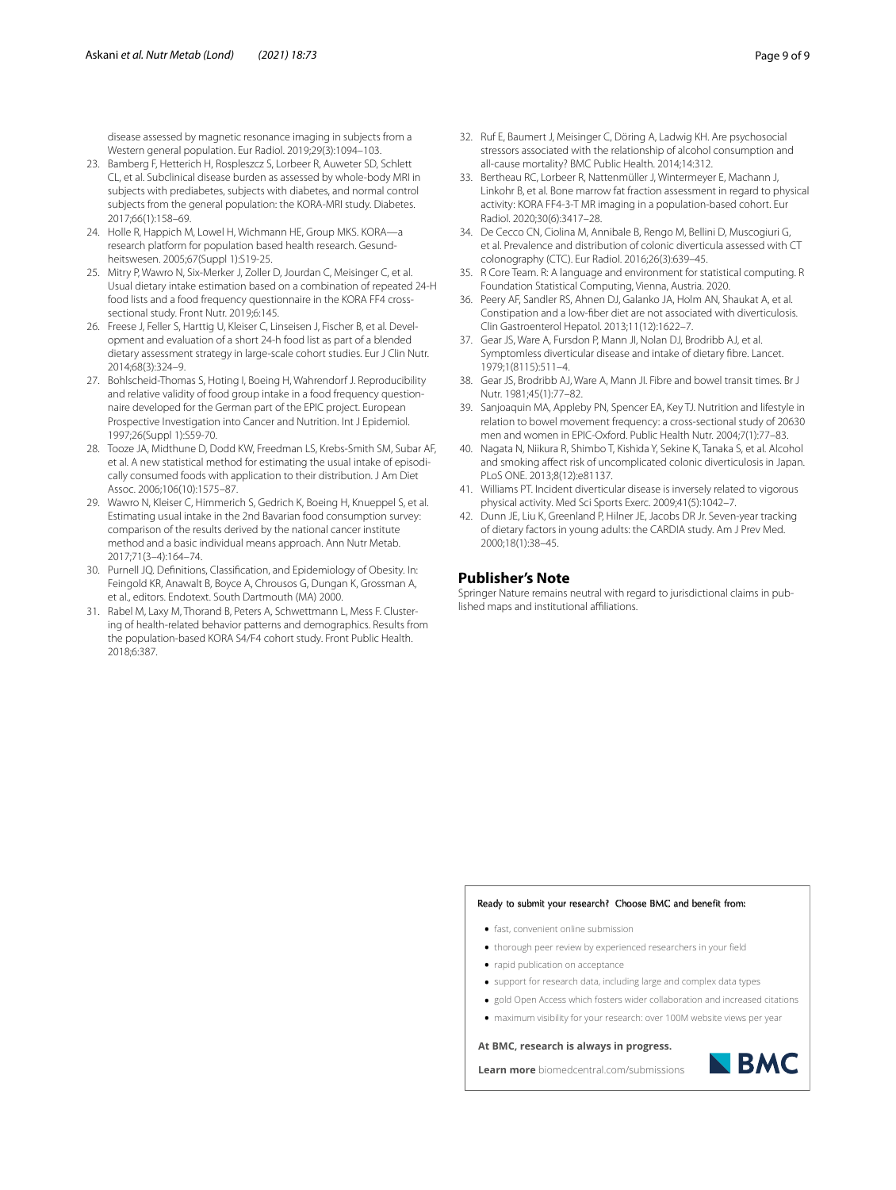disease assessed by magnetic resonance imaging in subjects from a Western general population. Eur Radiol. 2019;29(3):1094–103.

23. Bamberg F, Hetterich H, Rospleszcz S, Lorbeer R, Auweter SD, Schlett CL, et al. Subclinical disease burden as assessed by whole-body MRI in subjects with prediabetes, subjects with diabetes, and normal control subjects from the general population: the KORA-MRI study. Diabetes. 2017;66(1):158–69.
24. Holle R, Happich M, Lowel H, Wichmann HE, Group MKS. KORA—a research platform for population based health research. Gesundheitswesen. 2005;67(Suppl 1):S19-25.
25. Mitry P, Wawro N, Six-Merker J, Zoller D, Jourdan C, Meisinger C, et al. Usual dietary intake estimation based on a combination of repeated 24-H food lists and a food frequency questionnaire in the KORA FF4 cross-sectional study. Front Nutr. 2019;6:145.
26. Freese J, Feller S, Harttig U, Kleiser C, Linseisen J, Fischer B, et al. Development and evaluation of a short 24-h food list as part of a blended dietary assessment strategy in large-scale cohort studies. Eur J Clin Nutr. 2014;68(3):324–9.
27. Bohlscheid-Thomas S, Hoting I, Boeing H, Wahrendorf J. Reproducibility and relative validity of food group intake in a food frequency questionnaire developed for the German part of the EPIC project. European Prospective Investigation into Cancer and Nutrition. Int J Epidemiol. 1997;26(Suppl 1):S59-70.
28. Tooze JA, Midthune D, Dodd KW, Freedman LS, Krebs-Smith SM, Subar AF, et al. A new statistical method for estimating the usual intake of episodically consumed foods with application to their distribution. J Am Diet Assoc. 2006;106(10):1575–87.
29. Wawro N, Kleiser C, Himmerich S, Gedrich K, Boeing H, Knueppel S, et al. Estimating usual intake in the 2nd Bavarian food consumption survey: comparison of the results derived by the national cancer institute method and a basic individual means approach. Ann Nutr Metab. 2017;71(3–4):164–74.
30. Purnell JQ. Definitions, Classification, and Epidemiology of Obesity. In: Feingold KR, Anawalt B, Boyce A, Chrousos G, Dungan K, Grossman A, et al., editors. Endotext. South Dartmouth (MA) 2000.
31. Rabel M, Laxy M, Thorand B, Peters A, Schwettmann L, Mess F. Clustering of health-related behavior patterns and demographics. Results from the population-based KORA S4/F4 cohort study. Front Public Health. 2018;6:387.
32. Ruf E, Baumert J, Meisinger C, Döring A, Ladwig KH. Are psychosocial stressors associated with the relationship of alcohol consumption and all-cause mortality? BMC Public Health. 2014;14:312.
33. Bertheau RC, Lorbeer R, Nattenmüller J, Wintermeyer E, Machann J, Linkohr B, et al. Bone marrow fat fraction assessment in regard to physical activity: KORA FF4-3-T MR imaging in a population-based cohort. Eur Radiol. 2020;30(6):3417–28.
34. De Cecco CN, Ciolina M, Annibale B, Rengo M, Bellini D, Muscogiuri G, et al. Prevalence and distribution of colonic diverticula assessed with CT colonography (CTC). Eur Radiol. 2016;26(3):639–45.
35. R Core Team. R: A language and environment for statistical computing. R Foundation Statistical Computing, Vienna, Austria. 2020.
36. Peery AF, Sandler RS, Ahnen DJ, Galanko JA, Holm AN, Shaukat A, et al. Constipation and a low-fiber diet are not associated with diverticulosis. Clin Gastroenterol Hepatol. 2013;11(12):1622–7.
37. Gear JS, Ware A, Fursdon P, Mann JI, Nolan DJ, Brodribb AJ, et al. Symptomless diverticular disease and intake of dietary fibre. Lancet. 1979;1(8115):511–4.
38. Gear JS, Brodribb AJ, Ware A, Mann JI. Fibre and bowel transit times. Br J Nutr. 1981;45(1):77–82.
39. Sanjoaquin MA, Appleby PN, Spencer EA, Key TJ. Nutrition and lifestyle in relation to bowel movement frequency: a cross-sectional study of 20630 men and women in EPIC-Oxford. Public Health Nutr. 2004;7(1):77–83.
40. Nagata N, Niikura R, Shimbo T, Kishida Y, Sekine K, Tanaka S, et al. Alcohol and smoking affect risk of uncomplicated colonic diverticulosis in Japan. PLoS ONE. 2013;8(12):e81137.
41. Williams PT. Incident diverticular disease is inversely related to vigorous physical activity. Med Sci Sports Exerc. 2009;41(5):1042–7.
42. Dunn JE, Liu K, Greenland P, Hilner JE, Jacobs DR Jr. Seven-year tracking of dietary factors in young adults: the CARDIA study. Am J Prev Med. 2000;18(1):38–45.

## Publisher's Note

Springer Nature remains neutral with regard to jurisdictional claims in published maps and institutional affiliations.

Ready to submit your research? Choose BMC and benefit from:

- fast, convenient online submission
- thorough peer review by experienced researchers in your field
- rapid publication on acceptance
- support for research data, including large and complex data types
- gold Open Access which fosters wider collaboration and increased citations
- maximum visibility for your research: over 100M website views per year

**At BMC, research is always in progress.**

**Learn more** biomedcentral.com/submissions